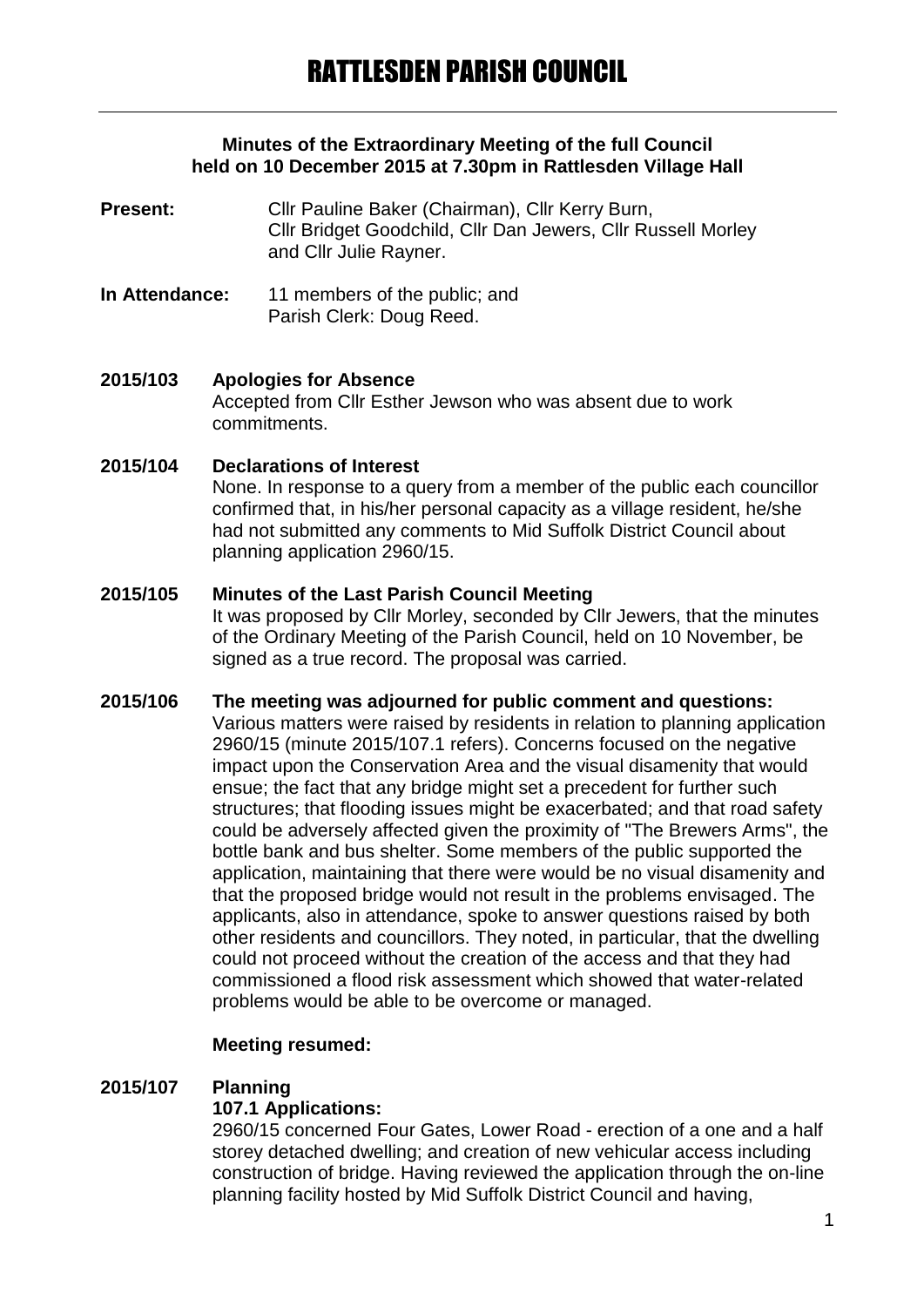# RATTLESDEN PARISH COUNCIL

**Minutes of the Extraordinary Meeting of the full Council held on 10 December 2015 at 7.30pm in Rattlesden Village Hall**

**Present:** Cllr Pauline Baker (Chairman), Cllr Kerry Burn, Cllr Bridget Goodchild, Cllr Dan Jewers, Cllr Russell Morley and Cllr Julie Rayner.

**In Attendance:** 11 members of the public; and Parish Clerk: Doug Reed.

**2015/103 Apologies for Absence**

Accepted from Cllr Esther Jewson who was absent due to work commitments.

**2015/104 Declarations of Interest**

None. In response to a query from a member of the public each councillor confirmed that, in his/her personal capacity as a village resident, he/she had not submitted any comments to Mid Suffolk District Council about planning application 2960/15.

**2015/105 Minutes of the Last Parish Council Meeting**

It was proposed by Cllr Morley, seconded by Cllr Jewers, that the minutes of the Ordinary Meeting of the Parish Council, held on 10 November, be signed as a true record. The proposal was carried.

**2015/106 The meeting was adjourned for public comment and questions:**

Various matters were raised by residents in relation to planning application 2960/15 (minute 2015/107.1 refers). Concerns focused on the negative impact upon the Conservation Area and the visual disamenity that would ensue; the fact that any bridge might set a precedent for further such structures; that flooding issues might be exacerbated; and that road safety could be adversely affected given the proximity of "The Brewers Arms", the bottle bank and bus shelter. Some members of the public supported the application, maintaining that there were would be no visual disamenity and that the proposed bridge would not result in the problems envisaged. The applicants, also in attendance, spoke to answer questions raised by both other residents and councillors. They noted, in particular, that the dwelling could not proceed without the creation of the access and that they had commissioned a flood risk assessment which showed that water-related problems would be able to be overcome or managed.

**Meeting resumed:**

**2015/107 Planning**

**107.1 Applications:**

2960/15 concerned Four Gates, Lower Road - erection of a one and a half storey detached dwelling; and creation of new vehicular access including construction of bridge. Having reviewed the application through the on-line planning facility hosted by Mid Suffolk District Council and having,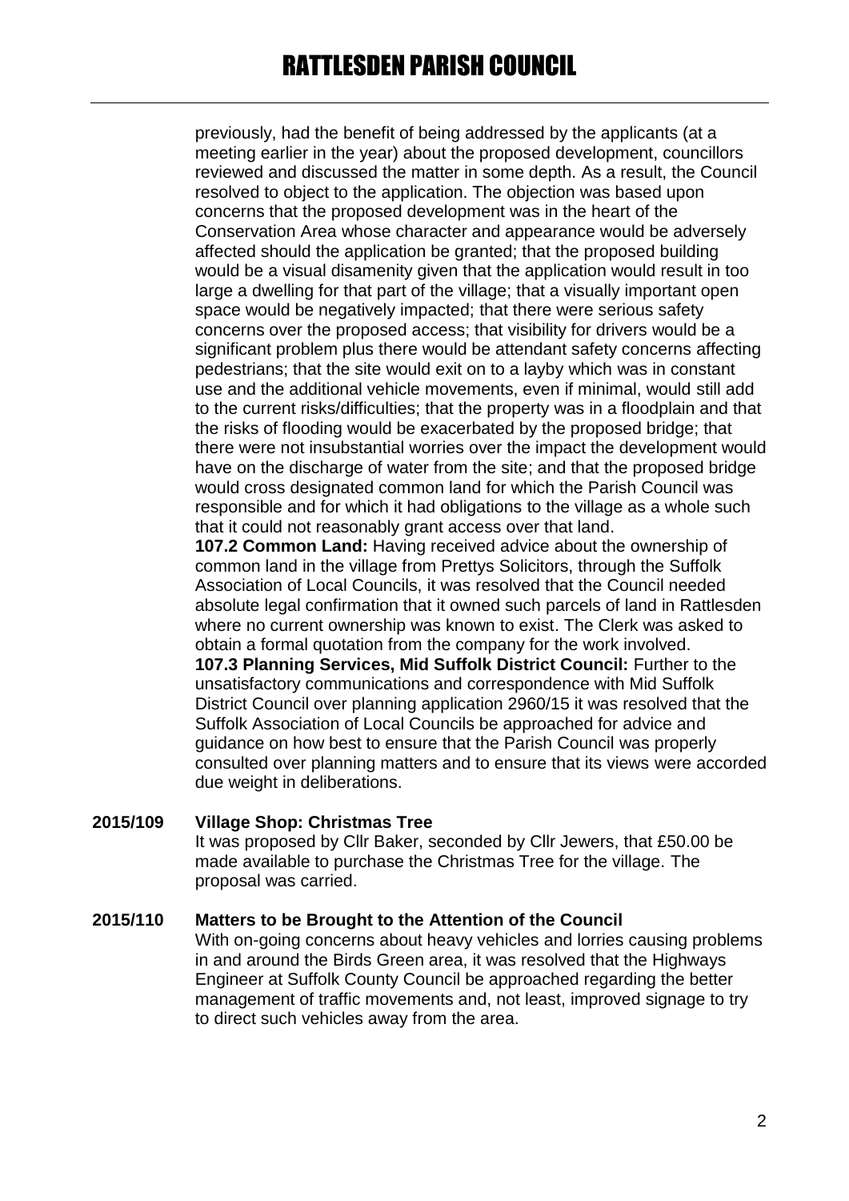previously, had the benefit of being addressed by the applicants (at a meeting earlier in the year) about the proposed development, councillors reviewed and discussed the matter in some depth. As a result, the Council resolved to object to the application. The objection was based upon concerns that the proposed development was in the heart of the Conservation Area whose character and appearance would be adversely affected should the application be granted; that the proposed building would be a visual disamenity given that the application would result in too large a dwelling for that part of the village; that a visually important open space would be negatively impacted; that there were serious safety concerns over the proposed access; that visibility for drivers would be a significant problem plus there would be attendant safety concerns affecting pedestrians; that the site would exit on to a layby which was in constant use and the additional vehicle movements, even if minimal, would still add to the current risks/difficulties; that the property was in a floodplain and that the risks of flooding would be exacerbated by the proposed bridge; that there were not insubstantial worries over the impact the development would have on the discharge of water from the site; and that the proposed bridge would cross designated common land for which the Parish Council was responsible and for which it had obligations to the village as a whole such that it could not reasonably grant access over that land.

**107.2 Common Land:** Having received advice about the ownership of common land in the village from Prettys Solicitors, through the Suffolk Association of Local Councils, it was resolved that the Council needed absolute legal confirmation that it owned such parcels of land in Rattlesden where no current ownership was known to exist. The Clerk was asked to obtain a formal quotation from the company for the work involved.

**107.3 Planning Services, Mid Suffolk District Council:** Further to the unsatisfactory communications and correspondence with Mid Suffolk District Council over planning application 2960/15 it was resolved that the Suffolk Association of Local Councils be approached for advice and guidance on how best to ensure that the Parish Council was properly consulted over planning matters and to ensure that its views were accorded due weight in deliberations.

**2015/109 Village Shop: Christmas Tree**

It was proposed by Cllr Baker, seconded by Cllr Jewers, that £50.00 be made available to purchase the Christmas Tree for the village. The proposal was carried.

**2015/110 Matters to be Brought to the Attention of the Council**

With on-going concerns about heavy vehicles and lorries causing problems in and around the Birds Green area, it was resolved that the Highways Engineer at Suffolk County Council be approached regarding the better management of traffic movements and, not least, improved signage to try to direct such vehicles away from the area.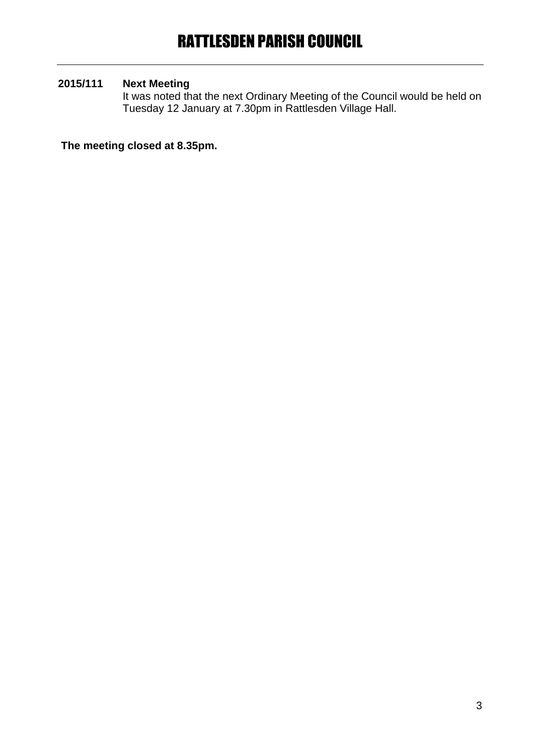**2015/111 Next Meeting**

It was noted that the next Ordinary Meeting of the Council would be held on Tuesday 12 January at 7.30pm in Rattlesden Village Hall.

**The meeting closed at 8.35pm.**